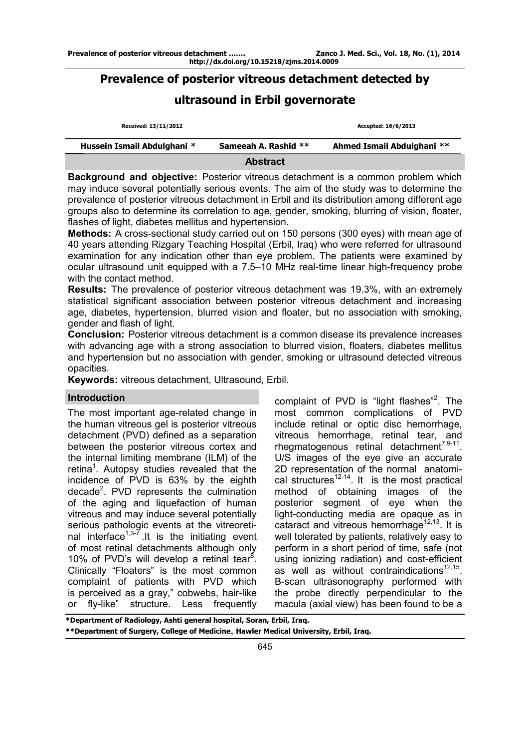# Prevalence of posterior vitreous detachment detected by ultrasound in Erbil governorate

Received: 13/11/2012 Accepted: 16/6/2013

Hussein Ismail Abdulghani * Sameeah A. Rashid ** Ahmed Ismail Abdulghani **

## Abstract

**Background and objective:** Posterior vitreous detachment is a common problem which may induce several potentially serious events. The aim of the study was to determine the prevalence of posterior vitreous detachment in Erbil and its distribution among different age groups also to determine its correlation to age, gender, smoking, blurring of vision, floater, flashes of light, diabetes mellitus and hypertension.

**Methods:** A cross-sectional study carried out on 150 persons (300 eyes) with mean age of 40 years attending Rizgary Teaching Hospital (Erbil, Iraq) who were referred for ultrasound examination for any indication other than eye problem. The patients were examined by ocular ultrasound unit equipped with a 7.5–10 MHz real-time linear high-frequency probe with the contact method.

**Results:** The prevalence of posterior vitreous detachment was 19.3%, with an extremely statistical significant association between posterior vitreous detachment and increasing age, diabetes, hypertension, blurred vision and floater, but no association with smoking, gender and flash of light.

**Conclusion:** Posterior vitreous detachment is a common disease its prevalence increases with advancing age with a strong association to blurred vision, floaters, diabetes mellitus and hypertension but no association with gender, smoking or ultrasound detected vitreous opacities.

**Keywords:** vitreous detachment, Ultrasound, Erbil.

## Introduction

The most important age-related change in the human vitreous gel is posterior vitreous detachment (PVD) defined as a separation between the posterior vitreous cortex and the internal limiting membrane (ILM) of the retina[1]. Autopsy studies revealed that the incidence of PVD is 63% by the eighth decade[2]. PVD represents the culmination of the aging and liquefaction of human vitreous and may induce several potentially serious pathologic events at the vitreoretinal interface[1,3-7]. It is the initiating event of most retinal detachments although only 10% of PVD's will develop a retinal tear[8]. Clinically "Floaters" is the most common complaint of patients with PVD which is perceived as a gray," cobwebs, hair-like or fly-like" structure. Less frequently complaint of PVD is "light flashes"[2]. The most common complications of PVD include retinal or optic disc hemorrhage, vitreous hemorrhage, retinal tear, and rhegmatogenous retinal detachment[7,9-11]. U/S images of the eye give an accurate 2D representation of the normal anatomical structures[12-14]. It is the most practical method of obtaining images of the posterior segment of eye when the light-conducting media are opaque as in cataract and vitreous hemorrhage[12,13]. It is well tolerated by patients, relatively easy to perform in a short period of time, safe (not using ionizing radiation) and cost-efficient as well as without contraindications[12,15]. B-scan ultrasonography performed with the probe directly perpendicular to the macula (axial view) has been found to be a

*Department of Radiology, Ashti general hospital, Soran, Erbil, Iraq.

**Department of Surgery, College of Medicine, Hawler Medical University, Erbil, Iraq.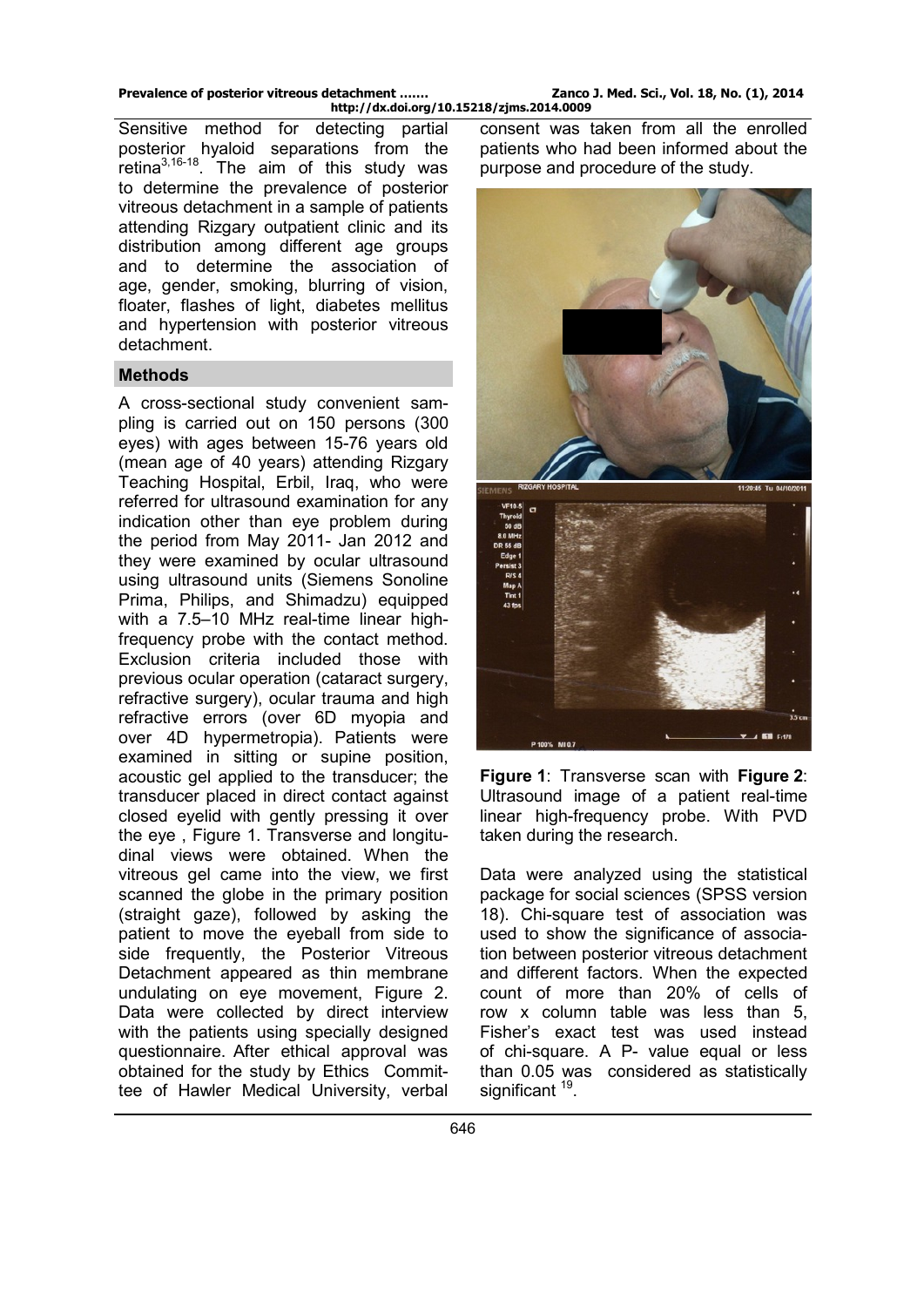Sensitive method for detecting partial posterior hyaloid separations from the retina[3,16-18]. The aim of this study was to determine the prevalence of posterior vitreous detachment in a sample of patients attending Rizgary outpatient clinic and its distribution among different age groups and to determine the association of age, gender, smoking, blurring of vision, floater, flashes of light, diabetes mellitus and hypertension with posterior vitreous detachment.

## Methods

A cross-sectional study convenient sampling is carried out on 150 persons (300 eyes) with ages between 15-76 years old (mean age of 40 years) attending Rizgary Teaching Hospital, Erbil, Iraq, who were referred for ultrasound examination for any indication other than eye problem during the period from May 2011- Jan 2012 and they were examined by ocular ultrasound using ultrasound units (Siemens Sonoline Prima, Philips, and Shimadzu) equipped with a 7.5–10 MHz real-time linear high-frequency probe with the contact method. Exclusion criteria included those with previous ocular operation (cataract surgery, refractive surgery), ocular trauma and high refractive errors (over 6D myopia and over 4D hypermetropia). Patients were examined in sitting or supine position, acoustic gel applied to the transducer; the transducer placed in direct contact against closed eyelid with gently pressing it over the eye , Figure 1. Transverse and longitudinal views were obtained. When the vitreous gel came into the view, we first scanned the globe in the primary position (straight gaze), followed by asking the patient to move the eyeball from side to side frequently, the Posterior Vitreous Detachment appeared as thin membrane undulating on eye movement, Figure 2. Data were collected by direct interview with the patients using specially designed questionnaire. After ethical approval was obtained for the study by Ethics Committee of Hawler Medical University, verbal consent was taken from all the enrolled patients who had been informed about the purpose and procedure of the study.

**Figure 1**: Transverse scan with real-time linear high-frequency probe.

**Figure 2**: Ultrasound image of a patient With PVD taken during the research.

Data were analyzed using the statistical package for social sciences (SPSS version 18). Chi-square test of association was used to show the significance of association between posterior vitreous detachment and different factors. When the expected count of more than 20% of cells of row x column table was less than 5, Fisher's exact test was used instead of chi-square. A P- value equal or less than 0.05 was considered as statistically significant [19].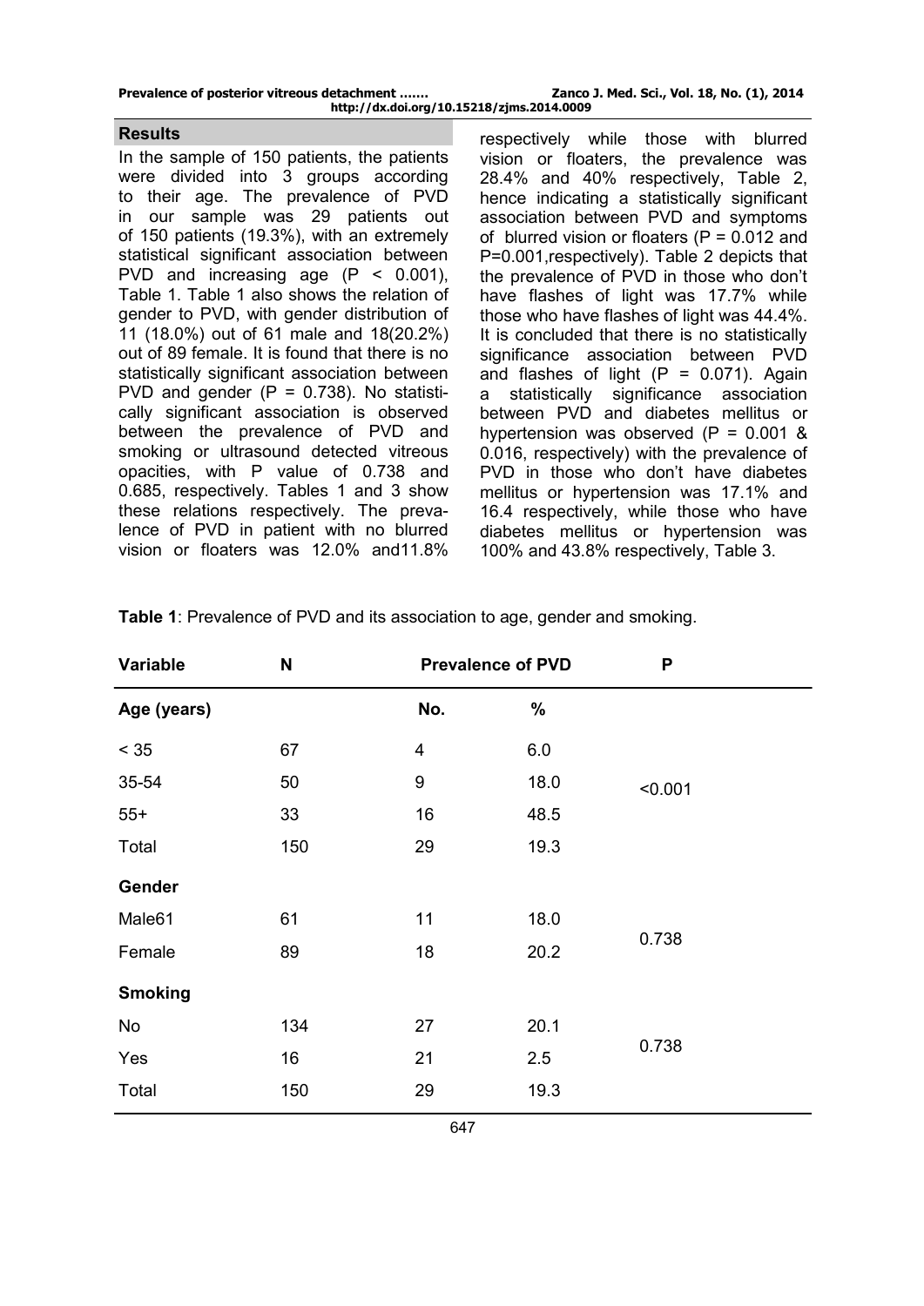## Results

In the sample of 150 patients, the patients were divided into 3 groups according to their age. The prevalence of PVD in our sample was 29 patients out of 150 patients (19.3%), with an extremely statistical significant association between PVD and increasing age ($P < 0.001$), Table 1. Table 1 also shows the relation of gender to PVD, with gender distribution of 11 (18.0%) out of 61 male and 18(20.2%) out of 89 female. It is found that there is no statistically significant association between PVD and gender ($P = 0.738$). No statistically significant association is observed between the prevalence of PVD and smoking or ultrasound detected vitreous opacities, with P value of 0.738 and 0.685, respectively. Tables 1 and 3 show these relations respectively. The prevalence of PVD in patient with no blurred vision or floaters was 12.0% and11.8% respectively while those with blurred vision or floaters, the prevalence was 28.4% and 40% respectively, Table 2, hence indicating a statistically significant association between PVD and symptoms of blurred vision or floaters ($P = 0.012$ and $P=0.001$,respectively). Table 2 depicts that the prevalence of PVD in those who don't have flashes of light was 17.7% while those who have flashes of light was 44.4%. It is concluded that there is no statistically significance association between PVD and flashes of light ($P = 0.071$). Again a statistically significance association between PVD and diabetes mellitus or hypertension was observed ($P = 0.001$ & 0.016, respectively) with the prevalence of PVD in those who don't have diabetes mellitus or hypertension was 17.1% and 16.4 respectively, while those who have diabetes mellitus or hypertension was 100% and 43.8% respectively, Table 3.

**Table 1**: Prevalence of PVD and its association to age, gender and smoking.

| Variable | N | Prevalence of PVD | | P |
|---|---|---|---|---|
| **Age (years)** | | No. | % | |
| < 35 | 67 | 4 | 6.0 | |
| 35-54 | 50 | 9 | 18.0 | <0.001 |
| 55+ | 33 | 16 | 48.5 | |
| Total | 150 | 29 | 19.3 | |
| **Gender** | | | | |
| Male61 | 61 | 11 | 18.0 | 0.738 |
| Female | 89 | 18 | 20.2 | |
| **Smoking** | | | | |
| No | 134 | 27 | 20.1 | 0.738 |
| Yes | 16 | 21 | 2.5 | |
| Total | 150 | 29 | 19.3 | |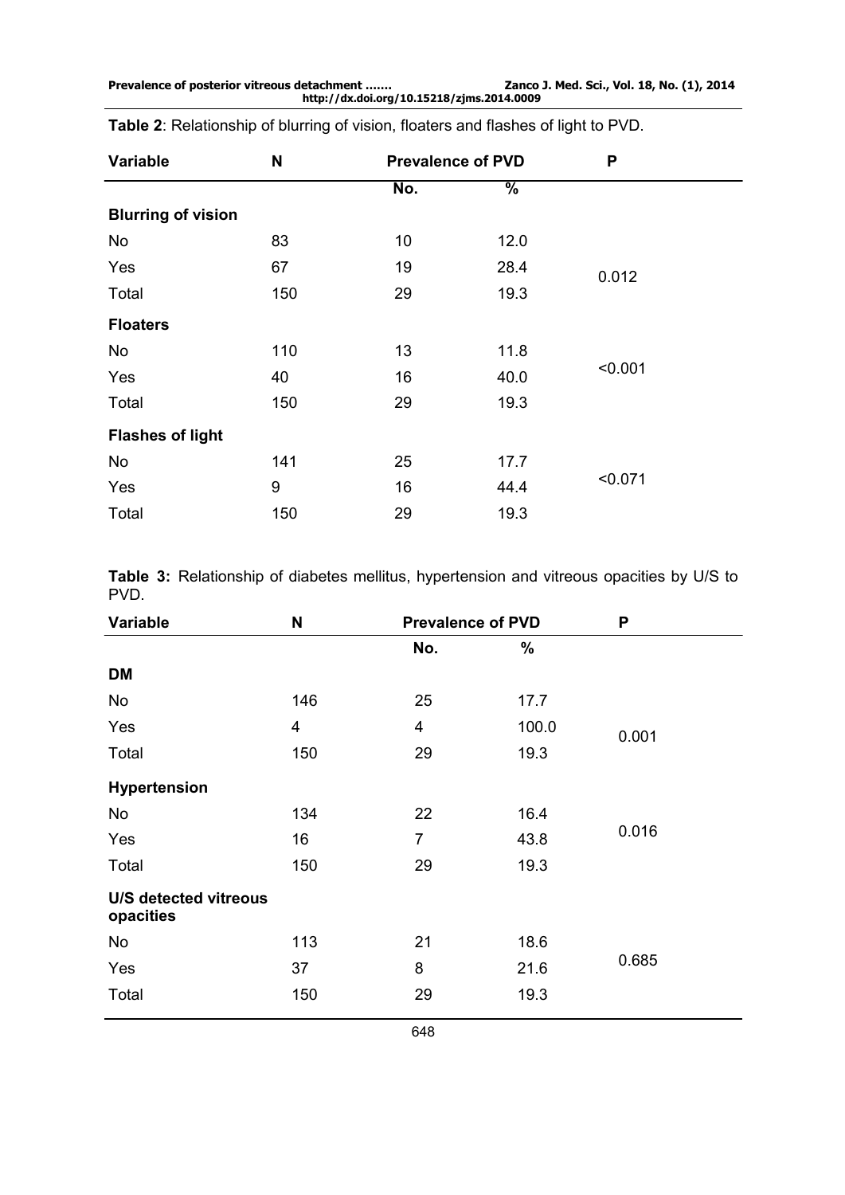**Table 2**: Relationship of blurring of vision, floaters and flashes of light to PVD.

| Variable | N | Prevalence of PVD | | P |
|---|---|---|---|---|
| | | No. | % | |
| **Blurring of vision** | | | | |
| No | 83 | 10 | 12.0 | |
| Yes | 67 | 19 | 28.4 | 0.012 |
| Total | 150 | 29 | 19.3 | |
| **Floaters** | | | | |
| No | 110 | 13 | 11.8 | |
| Yes | 40 | 16 | 40.0 | <0.001 |
| Total | 150 | 29 | 19.3 | |
| **Flashes of light** | | | | |
| No | 141 | 25 | 17.7 | |
| Yes | 9 | 16 | 44.4 | <0.071 |
| Total | 150 | 29 | 19.3 | |

**Table 3:** Relationship of diabetes mellitus, hypertension and vitreous opacities by U/S to PVD.

| Variable | N | Prevalence of PVD | | P |
|---|---|---|---|---|
| | | No. | % | |
| **DM** | | | | |
| No | 146 | 25 | 17.7 | |
| Yes | 4 | 4 | 100.0 | 0.001 |
| Total | 150 | 29 | 19.3 | |
| **Hypertension** | | | | |
| No | 134 | 22 | 16.4 | |
| Yes | 16 | 7 | 43.8 | 0.016 |
| Total | 150 | 29 | 19.3 | |
| **U/S detected vitreous opacities** | | | | |
| No | 113 | 21 | 18.6 | |
| Yes | 37 | 8 | 21.6 | 0.685 |
| Total | 150 | 29 | 19.3 | |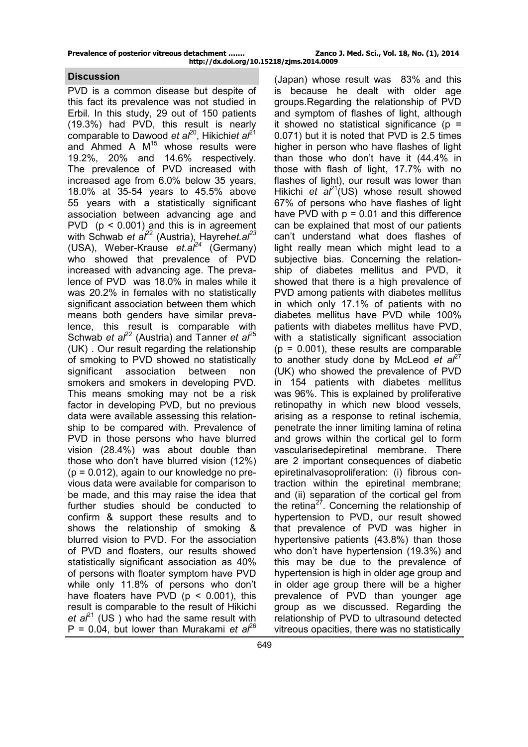## Discussion

PVD is a common disease but despite of this fact its prevalence was not studied in Erbil. In this study, 29 out of 150 patients (19.3%) had PVD, this result is nearly comparable to Dawood *et al*[20], Hikichi*et al*[21] and Ahmed A M[15] whose results were 19.2%, 20% and 14.6% respectively. The prevalence of PVD increased with increased age from 6.0% below 35 years, 18.0% at 35-54 years to 45.5% above 55 years with a statistically significant association between advancing age and PVD ($p < 0.001$) and this is in agreement with Schwab *et al*[22] (Austria), Hayreh*et.al*[23] (USA), Weber-Krause *et.al*[24] (Germany) who showed that prevalence of PVD increased with advancing age. The prevalence of PVD was 18.0% in males while it was 20.2% in females with no statistically significant association between them which means both genders have similar prevalence, this result is comparable with Schwab *et al*[22] (Austria) and Tanner *et al*[25] (UK) . Our result regarding the relationship of smoking to PVD showed no statistically significant association between non smokers and smokers in developing PVD. This means smoking may not be a risk factor in developing PVD, but no previous data were available assessing this relationship to be compared with. Prevalence of PVD in those persons who have blurred vision (28.4%) was about double than those who don't have blurred vision (12%) ($p = 0.012$), again to our knowledge no previous data were available for comparison to be made, and this may raise the idea that further studies should be conducted to confirm & support these results and to shows the relationship of smoking & blurred vision to PVD. For the association of PVD and floaters, our results showed statistically significant association as 40% of persons with floater symptom have PVD while only 11.8% of persons who don't have floaters have PVD ($p < 0.001$), this result is comparable to the result of Hikichi *et al*[21] (US ) who had the same result with $P = 0.04$, but lower than Murakami *et al*[26] (Japan) whose result was 83% and this is because he dealt with older age groups.Regarding the relationship of PVD and symptom of flashes of light, although it showed no statistical significance ($p = 0.071$) but it is noted that PVD is 2.5 times higher in person who have flashes of light than those who don't have it (44.4% in those with flash of light, 17.7% with no flashes of light), our result was lower than Hikichi *et al*[21](US) whose result showed 67% of persons who have flashes of light have PVD with $p = 0.01$ and this difference can be explained that most of our patients can't understand what does flashes of light really mean which might lead to a subjective bias. Concerning the relationship of diabetes mellitus and PVD, it showed that there is a high prevalence of PVD among patients with diabetes mellitus in which only 17.1% of patients with no diabetes mellitus have PVD while 100% patients with diabetes mellitus have PVD, with a statistically significant association ($p = 0.001$), these results are comparable to another study done by McLeod *et al*[27] (UK) who showed the prevalence of PVD in 154 patients with diabetes mellitus was 96%. This is explained by proliferative retinopathy in which new blood vessels, arising as a response to retinal ischemia, penetrate the inner limiting lamina of retina and grows within the cortical gel to form vascularisedepiretinal membrane. There are 2 important consequences of diabetic epiretinalvasoproliferation: (i) fibrous contraction within the epiretinal membrane; and (ii) separation of the cortical gel from the retina[27]. Concerning the relationship of hypertension to PVD, our result showed that prevalence of PVD was higher in hypertensive patients (43.8%) than those who don't have hypertension (19.3%) and this may be due to the prevalence of hypertension is high in older age group and in older age group there will be a higher prevalence of PVD than younger age group as we discussed. Regarding the relationship of PVD to ultrasound detected vitreous opacities, there was no statistically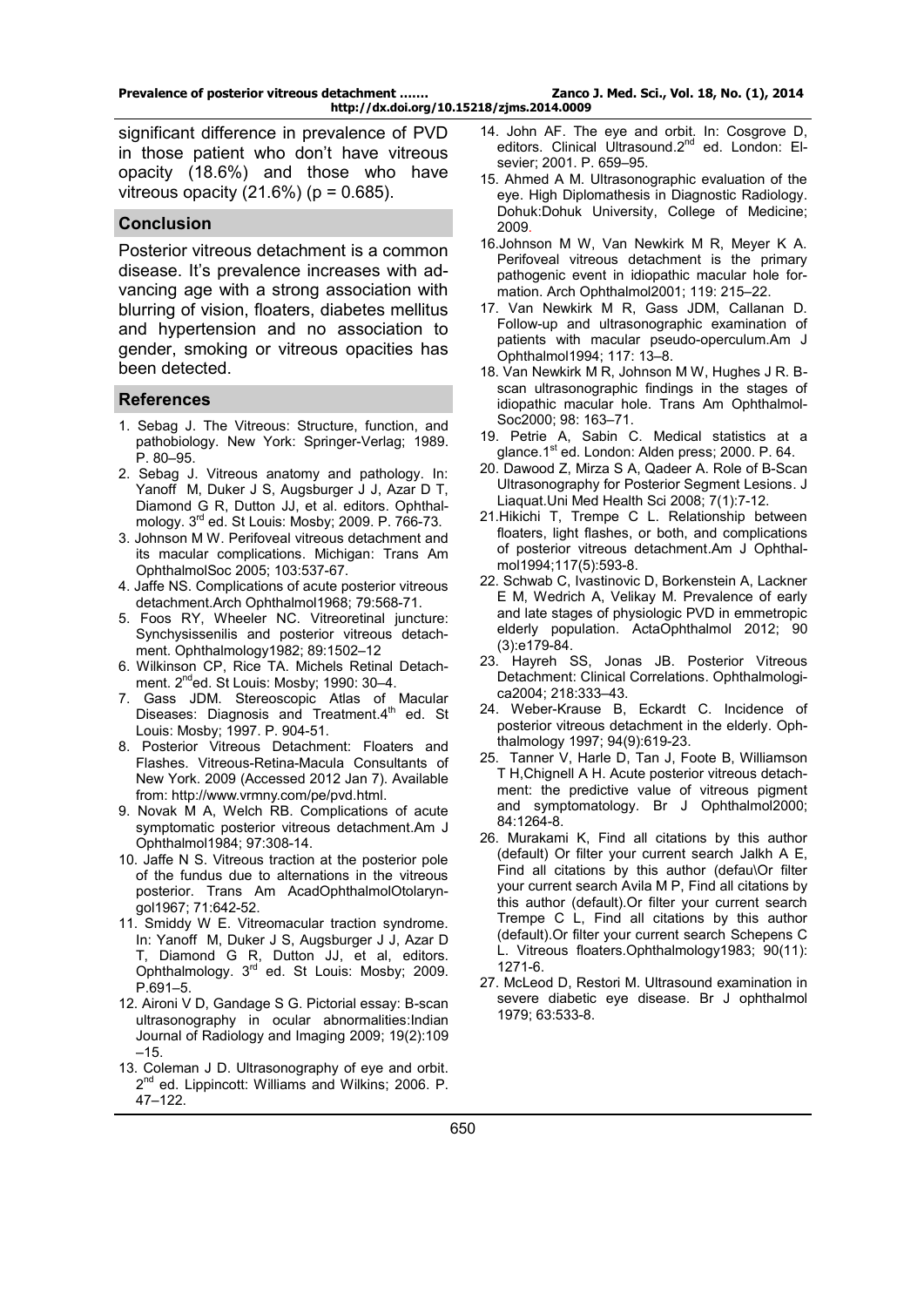significant difference in prevalence of PVD in those patient who don't have vitreous opacity (18.6%) and those who have vitreous opacity (21.6%) ($p = 0.685$).

## Conclusion

Posterior vitreous detachment is a common disease. It's prevalence increases with advancing age with a strong association with blurring of vision, floaters, diabetes mellitus and hypertension and no association to gender, smoking or vitreous opacities has been detected.

## References

1. Sebag J. The Vitreous: Structure, function, and pathobiology. New York: Springer-Verlag; 1989. P. 80–95.
2. Sebag J. Vitreous anatomy and pathology. In: Yanoff M, Duker J S, Augsburger J J, Azar D T, Diamond G R, Dutton JJ, et al. editors. Ophthalmology. 3rd ed. St Louis: Mosby; 2009. P. 766-73.
3. Johnson M W. Perifoveal vitreous detachment and its macular complications. Michigan: Trans Am OphthalmolSoc 2005; 103:537-67.
4. Jaffe NS. Complications of acute posterior vitreous detachment.Arch Ophthalmol1968; 79:568-71.
5. Foos RY, Wheeler NC. Vitreoretinal juncture: Synchysissenilis and posterior vitreous detachment. Ophthalmology1982; 89:1502–12
6. Wilkinson CP, Rice TA. Michels Retinal Detachment. 2nded. St Louis: Mosby; 1990: 30–4.
7. Gass JDM. Stereoscopic Atlas of Macular Diseases: Diagnosis and Treatment.4th ed. St Louis: Mosby; 1997. P. 904-51.
8. Posterior Vitreous Detachment: Floaters and Flashes. Vitreous-Retina-Macula Consultants of New York. 2009 (Accessed 2012 Jan 7). Available from: http://www.vrmny.com/pe/pvd.html.
9. Novak M A, Welch RB. Complications of acute symptomatic posterior vitreous detachment.Am J Ophthalmol1984; 97:308-14.
10. Jaffe N S. Vitreous traction at the posterior pole of the fundus due to alternations in the vitreous posterior. Trans Am AcadOphthalmolOtolaryngol1967; 71:642-52.
11. Smiddy W E. Vitreomacular traction syndrome. In: Yanoff M, Duker J S, Augsburger J J, Azar D T, Diamond G R, Dutton JJ, et al, editors. Ophthalmology. 3rd ed. St Louis: Mosby; 2009. P.691–5.
12. Aironi V D, Gandage S G. Pictorial essay: B-scan ultrasonography in ocular abnormalities:Indian Journal of Radiology and Imaging 2009; 19(2):109–15.
13. Coleman J D. Ultrasonography of eye and orbit. 2nd ed. Lippincott: Williams and Wilkins; 2006. P. 47–122.
14. John AF. The eye and orbit. In: Cosgrove D, editors. Clinical Ultrasound.2nd ed. London: Elsevier; 2001. P. 659–95.
15. Ahmed A M. Ultrasonographic evaluation of the eye. High Diplomathesis in Diagnostic Radiology. Dohuk:Dohuk University, College of Medicine; 2009.
16. Johnson M W, Van Newkirk M R, Meyer K A. Perifoveal vitreous detachment is the primary pathogenic event in idiopathic macular hole formation. Arch Ophthalmol2001; 119: 215–22.
17. Van Newkirk M R, Gass JDM, Callanan D. Follow-up and ultrasonographic examination of patients with macular pseudo-operculum.Am J Ophthalmol1994; 117: 13–8.
18. Van Newkirk M R, Johnson M W, Hughes J R. B-scan ultrasonographic findings in the stages of idiopathic macular hole. Trans Am OphthalmolSoc2000; 98: 163–71.
19. Petrie A, Sabin C. Medical statistics at a glance.1st ed. London: Alden press; 2000. P. 64.
20. Dawood Z, Mirza S A, Qadeer A. Role of B-Scan Ultrasonography for Posterior Segment Lesions. J Liaquat.Uni Med Health Sci 2008; 7(1):7-12.
21. Hikichi T, Trempe C L. Relationship between floaters, light flashes, or both, and complications of posterior vitreous detachment.Am J Ophthalmol1994;117(5):593-8.
22. Schwab C, Ivastinovic D, Borkenstein A, Lackner E M, Wedrich A, Velikay M. Prevalence of early and late stages of physiologic PVD in emmetropic elderly population. ActaOphthalmol 2012; 90 (3):e179-84.
23. Hayreh SS, Jonas JB. Posterior Vitreous Detachment: Clinical Correlations. Ophthalmologica2004; 218:333–43.
24. Weber-Krause B, Eckardt C. Incidence of posterior vitreous detachment in the elderly. Ophthalmology 1997; 94(9):619-23.
25. Tanner V, Harle D, Tan J, Foote B, Williamson T H,Chignell A H. Acute posterior vitreous detachment: the predictive value of vitreous pigment and symptomatology. Br J Ophthalmol2000; 84:1264-8.
26. Murakami K, Find all citations by this author (default) Or filter your current search Jalkh A E, Find all citations by this author (defau\Or filter your current search Avila M P, Find all citations by this author (default).Or filter your current search Trempe C L, Find all citations by this author (default).Or filter your current search Schepens C L. Vitreous floaters.Ophthalmology1983; 90(11): 1271-6.
27. McLeod D, Restori M. Ultrasound examination in severe diabetic eye disease. Br J ophthalmol 1979; 63:533-8.